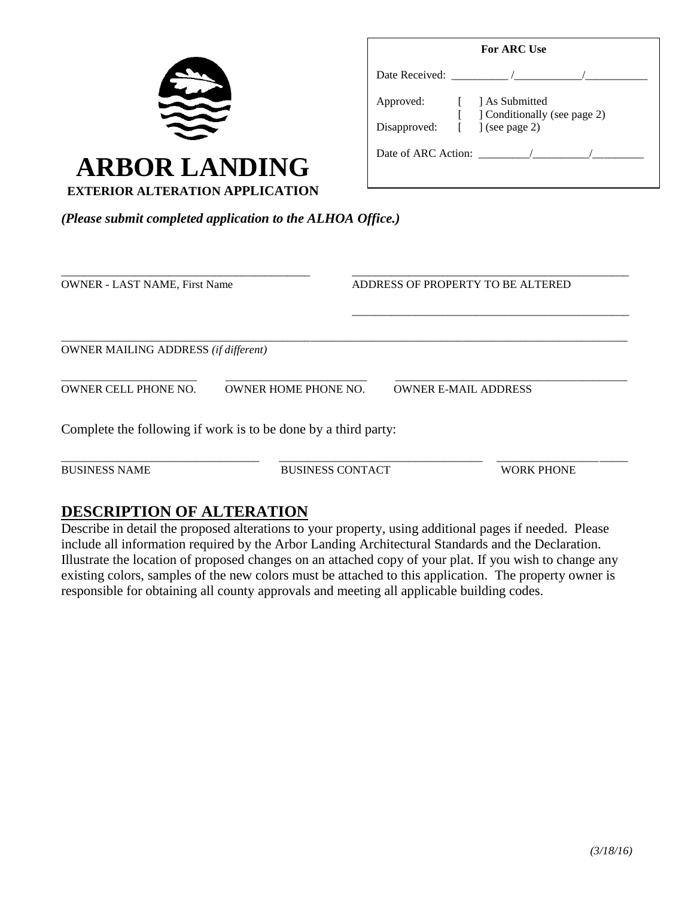# ARBOR LANDING

**EXTERIOR ALTERATION APPLICATION**

**For ARC Use**

Date Received: __________ /____________/___________

Approved: [ ] As Submitted
[ ] Conditionally (see page 2)

Disapproved: [ ] (see page 2)

Date of ARC Action: _________/__________/_________

***(Please submit completed application to the ALHOA Office.)***

_____________________________________________ OWNER - LAST NAME, First Name

_____________________________________________ ADDRESS OF PROPERTY TO BE ALTERED

_____________________________________________

_____________________________________________ OWNER MAILING ADDRESS *(if different)*

_______________________ OWNER CELL PHONE NO.

_______________________ OWNER HOME PHONE NO.

_______________________ OWNER E-MAIL ADDRESS

Complete the following if work is to be done by a third party:

_______________________ BUSINESS NAME

_______________________ BUSINESS CONTACT

_______________________ WORK PHONE

## DESCRIPTION OF ALTERATION

Describe in detail the proposed alterations to your property, using additional pages if needed. Please include all information required by the Arbor Landing Architectural Standards and the Declaration. Illustrate the location of proposed changes on an attached copy of your plat. If you wish to change any existing colors, samples of the new colors must be attached to this application. The property owner is responsible for obtaining all county approvals and meeting all applicable building codes.

*(3/18/16)*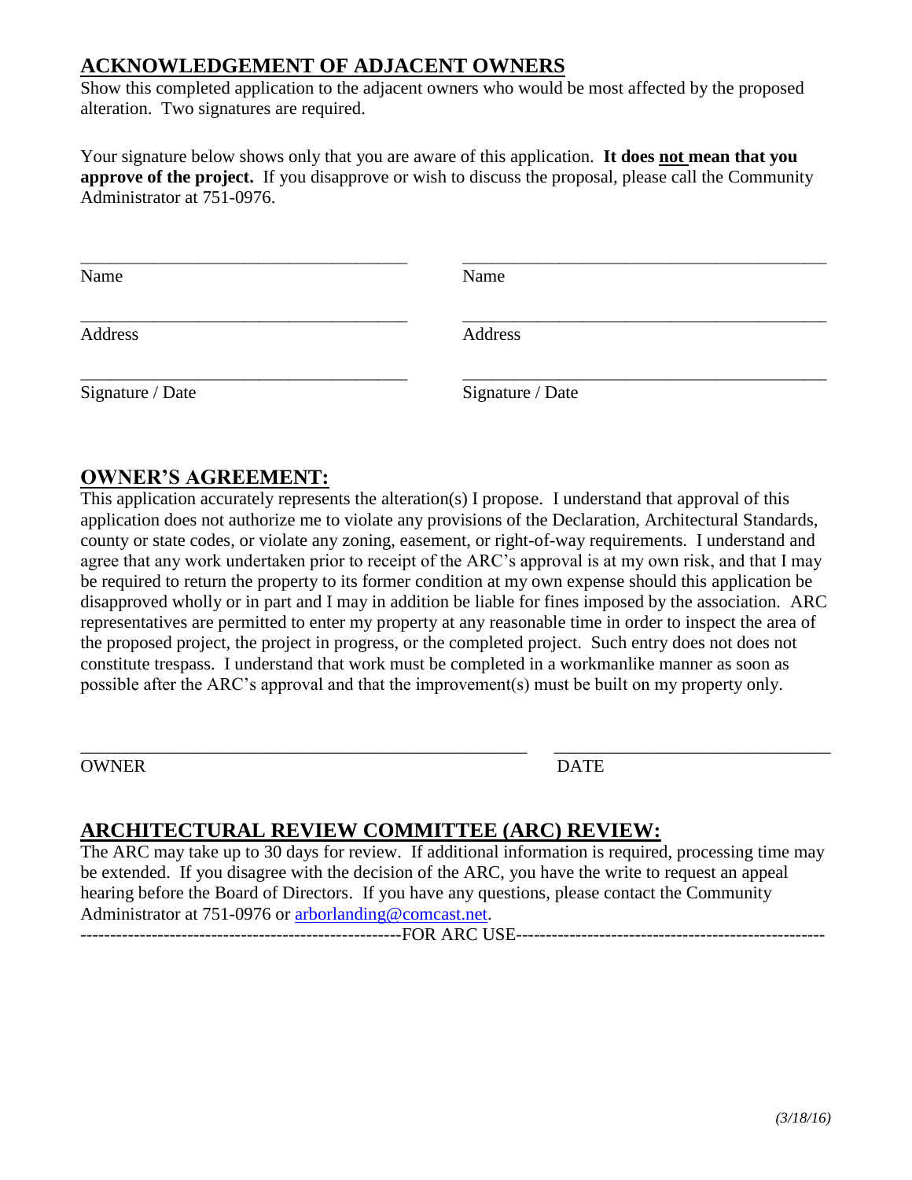## ACKNOWLEDGEMENT OF ADJACENT OWNERS

Show this completed application to the adjacent owners who would be most affected by the proposed alteration. Two signatures are required.

Your signature below shows only that you are aware of this application. **It does not mean that you approve of the project.** If you disapprove or wish to discuss the proposal, please call the Community Administrator at 751-0976.

| | |
|---|---|
| ______________________________ | ______________________________ |
| Name | Name |
| ______________________________ | ______________________________ |
| Address | Address |
| ______________________________ | ______________________________ |
| Signature / Date | Signature / Date |

## OWNER'S AGREEMENT:

This application accurately represents the alteration(s) I propose. I understand that approval of this application does not authorize me to violate any provisions of the Declaration, Architectural Standards, county or state codes, or violate any zoning, easement, or right-of-way requirements. I understand and agree that any work undertaken prior to receipt of the ARC's approval is at my own risk, and that I may be required to return the property to its former condition at my own expense should this application be disapproved wholly or in part and I may in addition be liable for fines imposed by the association. ARC representatives are permitted to enter my property at any reasonable time in order to inspect the area of the proposed project, the project in progress, or the completed project. Such entry does not does not constitute trespass. I understand that work must be completed in a workmanlike manner as soon as possible after the ARC's approval and that the improvement(s) must be built on my property only.

| | |
|---|---|
| ________________________________________ | ______________________ |
| OWNER | DATE |

## ARCHITECTURAL REVIEW COMMITTEE (ARC) REVIEW:

The ARC may take up to 30 days for review. If additional information is required, processing time may be extended. If you disagree with the decision of the ARC, you have the write to request an appeal hearing before the Board of Directors. If you have any questions, please contact the Community Administrator at 751-0976 or arborlanding@comcast.net.

-----------------------------------------------------FOR ARC USE-----------------------------------------------------

*(3/18/16)*